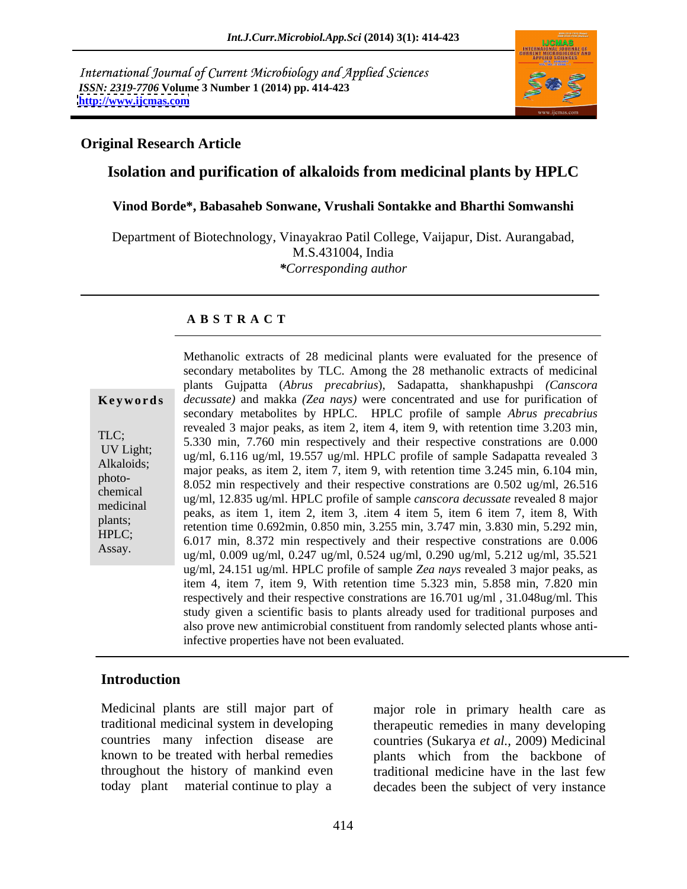International Journal of Current Microbiology and Applied Sciences
*ISSN: 2319-7706* **Volume 3 Number 1 (2014) pp. 414-423**
**http://www.ijcmas.com**

**Original Research Article**

# Isolation and purification of alkaloids from medicinal plants by HPLC

**Vinod Borde\*, Babasaheb Sonwane, Vrushali Sontakke and Bharthi Somwanshi**

Department of Biotechnology, Vinayakrao Patil College, Vaijapur, Dist. Aurangabad, M.S.431004, India
*\*Corresponding author*

## A B S T R A C T

**Keywords**

TLC;
UV Light;
Alkaloids;
photo-chemical
medicinal plants;
HPLC;
Assay.

Methanolic extracts of 28 medicinal plants were evaluated for the presence of secondary metabolites by TLC. Among the 28 methanolic extracts of medicinal plants Gujpatta (*Abrus precabrius*), Sadapatta, shankhapushpi *(Canscora decussate)* and makka *(Zea nays)* were concentrated and use for purification of secondary metabolites by HPLC. HPLC profile of sample *Abrus precabrius* revealed 3 major peaks, as item 2, item 4, item 9, with retention time 3.203 min, 5.330 min, 7.760 min respectively and their respective constrations are 0.000 ug/ml, 6.116 ug/ml, 19.557 ug/ml. HPLC profile of sample Sadapatta revealed 3 major peaks, as item 2, item 7, item 9, with retention time 3.245 min, 6.104 min, 8.052 min respectively and their respective constrations are 0.502 ug/ml, 26.516 ug/ml, 12.835 ug/ml. HPLC profile of sample *canscora decussate* revealed 8 major peaks, as item 1, item 2, item 3, .item 4 item 5, item 6 item 7, item 8, With retention time 0.692min, 0.850 min, 3.255 min, 3.747 min, 3.830 min, 5.292 min, 6.017 min, 8.372 min respectively and their respective constrations are 0.006 ug/ml, 0.009 ug/ml, 0.247 ug/ml, 0.524 ug/ml, 0.290 ug/ml, 5.212 ug/ml, 35.521 ug/ml, 24.151 ug/ml. HPLC profile of sample *Zea nays* revealed 3 major peaks, as item 4, item 7, item 9, With retention time 5.323 min, 5.858 min, 7.820 min respectively and their respective constrations are 16.701 ug/ml , 31.048ug/ml. This study given a scientific basis to plants already used for traditional purposes and also prove new antimicrobial constituent from randomly selected plants whose anti-infective properties have not been evaluated.

## Introduction

Medicinal plants are still major part of traditional medicinal system in developing countries many infection disease are known to be treated with herbal remedies throughout the history of mankind even today plant material continue to play a major role in primary health care as therapeutic remedies in many developing countries (Sukarya *et al.,* 2009) Medicinal plants which from the backbone of traditional medicine have in the last few decades been the subject of very instance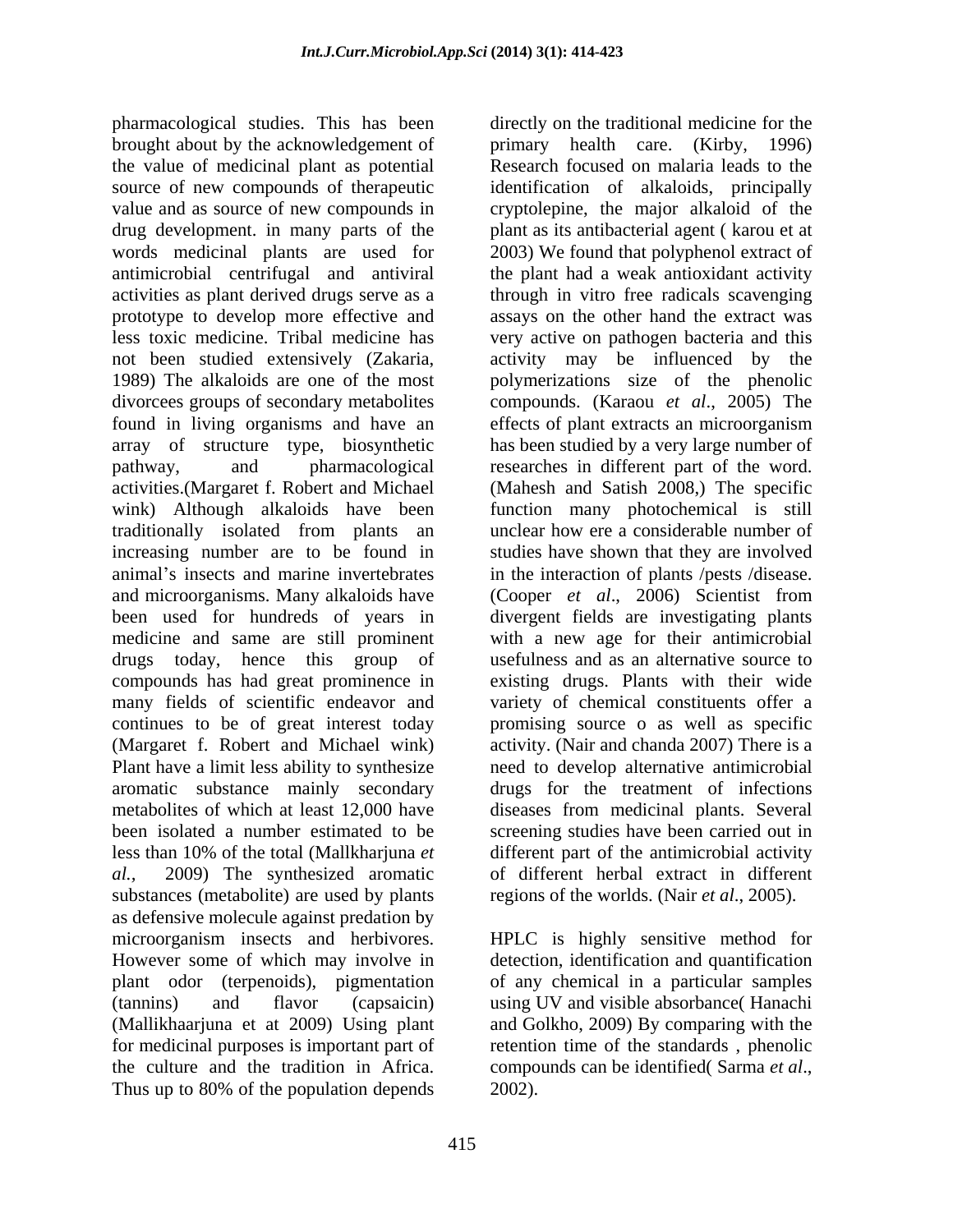pharmacological studies. This has been brought about by the acknowledgement of the value of medicinal plant as potential source of new compounds of therapeutic value and as source of new compounds in drug development. in many parts of the words medicinal plants are used for antimicrobial centrifugal and antiviral activities as plant derived drugs serve as a prototype to develop more effective and less toxic medicine. Tribal medicine has not been studied extensively (Zakaria, 1989) The alkaloids are one of the most divorcees groups of secondary metabolites found in living organisms and have an array of structure type, biosynthetic pathway, and pharmacological activities.(Margaret f. Robert and Michael wink) Although alkaloids have been traditionally isolated from plants an increasing number are to be found in animal's insects and marine invertebrates and microorganisms. Many alkaloids have been used for hundreds of years in medicine and same are still prominent drugs today, hence this group of compounds has had great prominence in many fields of scientific endeavor and continues to be of great interest today (Margaret f. Robert and Michael wink) Plant have a limit less ability to synthesize aromatic substance mainly secondary metabolites of which at least 12,000 have been isolated a number estimated to be less than 10% of the total (Mallkharjuna *et al.*, 2009) The synthesized aromatic substances (metabolite) are used by plants as defensive molecule against predation by microorganism insects and herbivores. However some of which may involve in plant odor (terpenoids), pigmentation (tannins) and flavor (capsaicin) (Mallikhaarjuna et at 2009) Using plant for medicinal purposes is important part of the culture and the tradition in Africa. Thus up to 80% of the population depends directly on the traditional medicine for the primary health care. (Kirby, 1996) Research focused on malaria leads to the identification of alkaloids, principally cryptolepine, the major alkaloid of the plant as its antibacterial agent ( karou et at 2003) We found that polyphenol extract of the plant had a weak antioxidant activity through in vitro free radicals scavenging assays on the other hand the extract was very active on pathogen bacteria and this activity may be influenced by the polymerizations size of the phenolic compounds. (Karaou *et al*., 2005) The effects of plant extracts an microorganism has been studied by a very large number of researches in different part of the word. (Mahesh and Satish 2008,) The specific function many photochemical is still unclear how ere a considerable number of studies have shown that they are involved in the interaction of plants /pests /disease. (Cooper *et al*., 2006) Scientist from divergent fields are investigating plants with a new age for their antimicrobial usefulness and as an alternative source to existing drugs. Plants with their wide variety of chemical constituents offer a promising source o as well as specific activity. (Nair and chanda 2007) There is a need to develop alternative antimicrobial drugs for the treatment of infections diseases from medicinal plants. Several screening studies have been carried out in different part of the antimicrobial activity of different herbal extract in different regions of the worlds. (Nair *et al*., 2005).

HPLC is highly sensitive method for detection, identification and quantification of any chemical in a particular samples using UV and visible absorbance( Hanachi and Golkho, 2009) By comparing with the retention time of the standards , phenolic compounds can be identified( Sarma *et al*., 2002).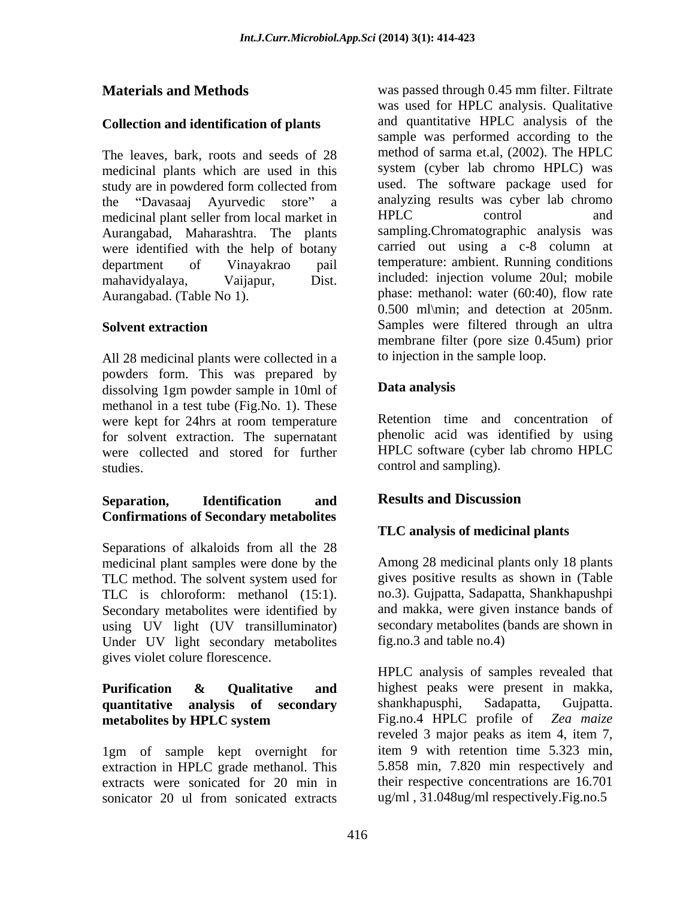## Materials and Methods

### Collection and identification of plants

The leaves, bark, roots and seeds of 28 medicinal plants which are used in this study are in powdered form collected from the "Davasaaj Ayurvedic store" a medicinal plant seller from local market in Aurangabad, Maharashtra. The plants were identified with the help of botany department of Vinayakrao pail mahavidyalaya, Vaijapur, Dist. Aurangabad. (Table No 1).

### Solvent extraction

All 28 medicinal plants were collected in a powders form. This was prepared by dissolving 1gm powder sample in 10ml of methanol in a test tube (Fig.No. 1). These were kept for 24hrs at room temperature for solvent extraction. The supernatant were collected and stored for further studies.

### Separation, Identification and Confirmations of Secondary metabolites

Separations of alkaloids from all the 28 medicinal plant samples were done by the TLC method. The solvent system used for TLC is chloroform: methanol (15:1). Secondary metabolites were identified by using UV light (UV transilluminator) Under UV light secondary metabolites gives violet colure florescence.

### Purification & Qualitative and quantitative analysis of secondary metabolites by HPLC system

1gm of sample kept overnight for extraction in HPLC grade methanol. This extracts were sonicated for 20 min in sonicator 20 ul from sonicated extracts was passed through 0.45 mm filter. Filtrate was used for HPLC analysis. Qualitative and quantitative HPLC analysis of the sample was performed according to the method of sarma et.al, (2002). The HPLC system (cyber lab chromo HPLC) was used. The software package used for analyzing results was cyber lab chromo HPLC control and sampling.Chromatographic analysis was carried out using a c-8 column at temperature: ambient. Running conditions included: injection volume 20ul; mobile phase: methanol: water (60:40), flow rate 0.500 ml\min; and detection at 205nm. Samples were filtered through an ultra membrane filter (pore size 0.45um) prior to injection in the sample loop.

### Data analysis

Retention time and concentration of phenolic acid was identified by using HPLC software (cyber lab chromo HPLC control and sampling).

## Results and Discussion

### TLC analysis of medicinal plants

Among 28 medicinal plants only 18 plants gives positive results as shown in (Table no.3). Gujpatta, Sadapatta, Shankhapushpi and makka, were given instance bands of secondary metabolites (bands are shown in fig.no.3 and table no.4)

HPLC analysis of samples revealed that highest peaks were present in makka, shankhapusphi, Sadapatta, Gujpatta. Fig.no.4 HPLC profile of *Zea maize* reveled 3 major peaks as item 4, item 7, item 9 with retention time 5.323 min, 5.858 min, 7.820 min respectively and their respective concentrations are 16.701 ug/ml , 31.048ug/ml respectively.Fig.no.5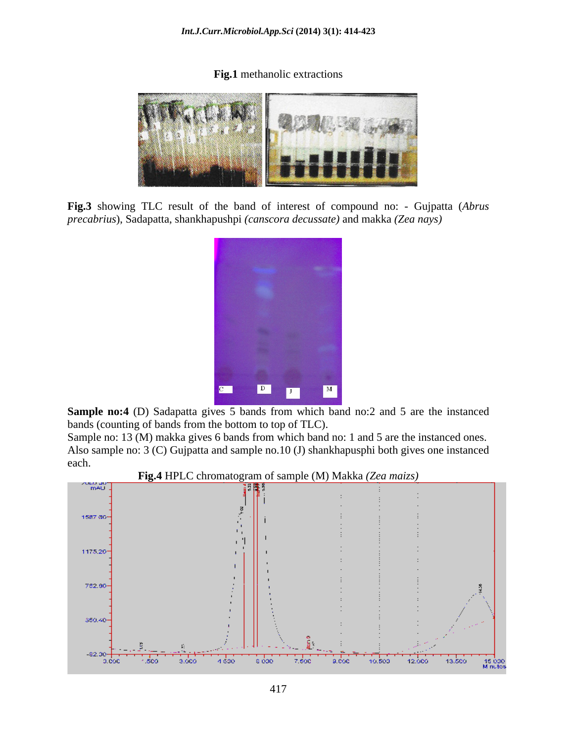**Fig.1** methanolic extractions

**Fig.3** showing TLC result of the band of interest of compound no: - Gujpatta (*Abrus precabrius*), Sadapatta, shankhapushpi *(canscora decussate)* and makka *(Zea nays)*

**Sample no:4** (D) Sadapatta gives 5 bands from which band no:2 and 5 are the instanced bands (counting of bands from the bottom to top of TLC).

Sample no: 13 (M) makka gives 6 bands from which band no: 1 and 5 are the instanced ones.

Also sample no: 3 (C) Gujpatta and sample no.10 (J) shankhapusphi both gives one instanced each.

**Fig.4** HPLC chromatogram of sample (M) Makka *(Zea maizs)*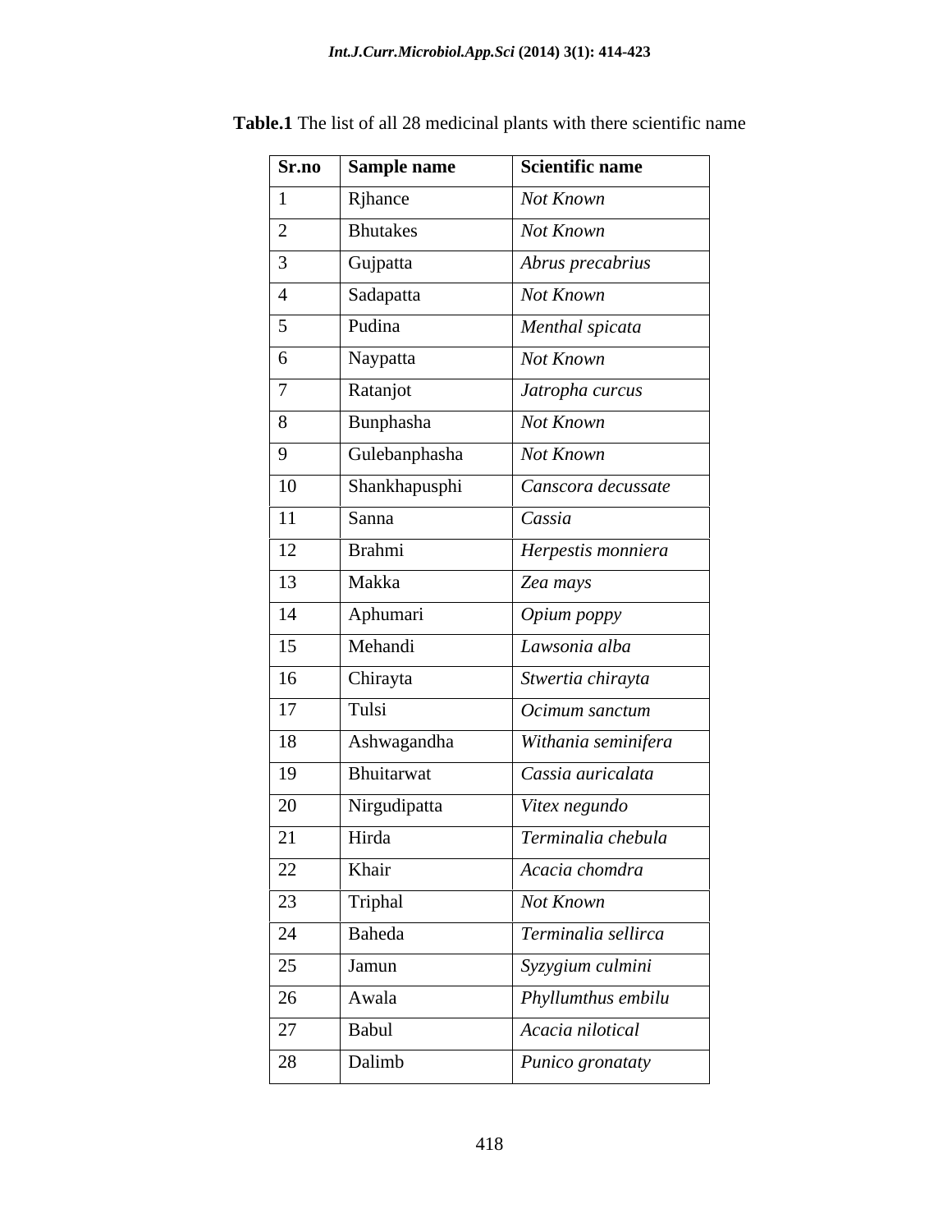**Table.1** The list of all 28 medicinal plants with there scientific name

| Sr.no | Sample name | Scientific name |
|---|---|---|
| 1 | Rjhance | *Not Known* |
| 2 | Bhutakes | *Not Known* |
| 3 | Gujpatta | *Abrus precabrius* |
| 4 | Sadapatta | *Not Known* |
| 5 | Pudina | *Menthal spicata* |
| 6 | Naypatta | *Not Known* |
| 7 | Ratanjot | *Jatropha curcus* |
| 8 | Bunphasha | *Not Known* |
| 9 | Gulebanphasha | *Not Known* |
| 10 | Shankhapusphi | *Canscora decussate* |
| 11 | Sanna | *Cassia* |
| 12 | Brahmi | *Herpestis monniera* |
| 13 | Makka | *Zea mays* |
| 14 | Aphumari | *Opium poppy* |
| 15 | Mehandi | *Lawsonia alba* |
| 16 | Chirayta | *Stwertia chirayta* |
| 17 | Tulsi | *Ocimum sanctum* |
| 18 | Ashwagandha | *Withania seminifera* |
| 19 | Bhuitarwat | *Cassia auricalata* |
| 20 | Nirgudipatta | *Vitex negundo* |
| 21 | Hirda | *Terminalia chebula* |
| 22 | Khair | *Acacia chomdra* |
| 23 | Triphal | *Not Known* |
| 24 | Baheda | *Terminalia sellirca* |
| 25 | Jamun | *Syzygium culmini* |
| 26 | Awala | *Phyllumthus embilu* |
| 27 | Babul | *Acacia nilotical* |
| 28 | Dalimb | *Punico gronataty* |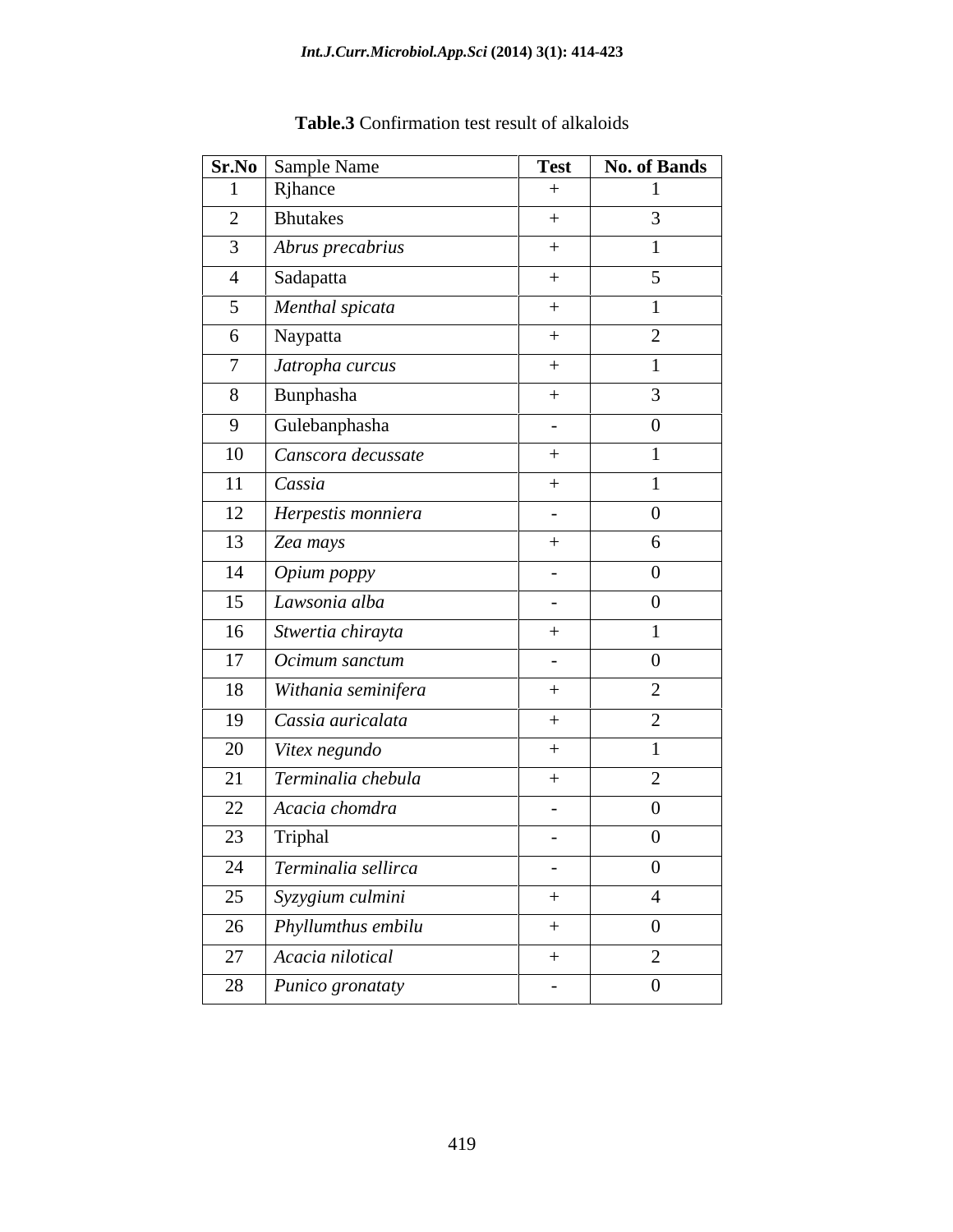**Table.3** Confirmation test result of alkaloids

| Sr.No | Sample Name | Test | No. of Bands |
|---|---|---|---|
| 1 | Rjhance | + | 1 |
| 2 | Bhutakes | + | 3 |
| 3 | *Abrus precabrius* | + | 1 |
| 4 | Sadapatta | + | 5 |
| 5 | *Menthal spicata* | + | 1 |
| 6 | Naypatta | + | 2 |
| 7 | *Jatropha curcus* | + | 1 |
| 8 | Bunphasha | + | 3 |
| 9 | Gulebanphasha | - | 0 |
| 10 | *Canscora decussate* | + | 1 |
| 11 | *Cassia* | + | 1 |
| 12 | *Herpestis monniera* | - | 0 |
| 13 | *Zea mays* | + | 6 |
| 14 | *Opium poppy* | - | 0 |
| 15 | *Lawsonia alba* | - | 0 |
| 16 | *Stwertia chirayta* | + | 1 |
| 17 | *Ocimum sanctum* | - | 0 |
| 18 | *Withania seminifera* | + | 2 |
| 19 | *Cassia auricalata* | + | 2 |
| 20 | *Vitex negundo* | + | 1 |
| 21 | *Terminalia chebula* | + | 2 |
| 22 | *Acacia chomdra* | - | 0 |
| 23 | Triphal | - | 0 |
| 24 | *Terminalia sellirca* | - | 0 |
| 25 | *Syzygium culmini* | + | 4 |
| 26 | *Phyllumthus embilu* | + | 0 |
| 27 | *Acacia nilotical* | + | 2 |
| 28 | *Punico gronataty* | - | 0 |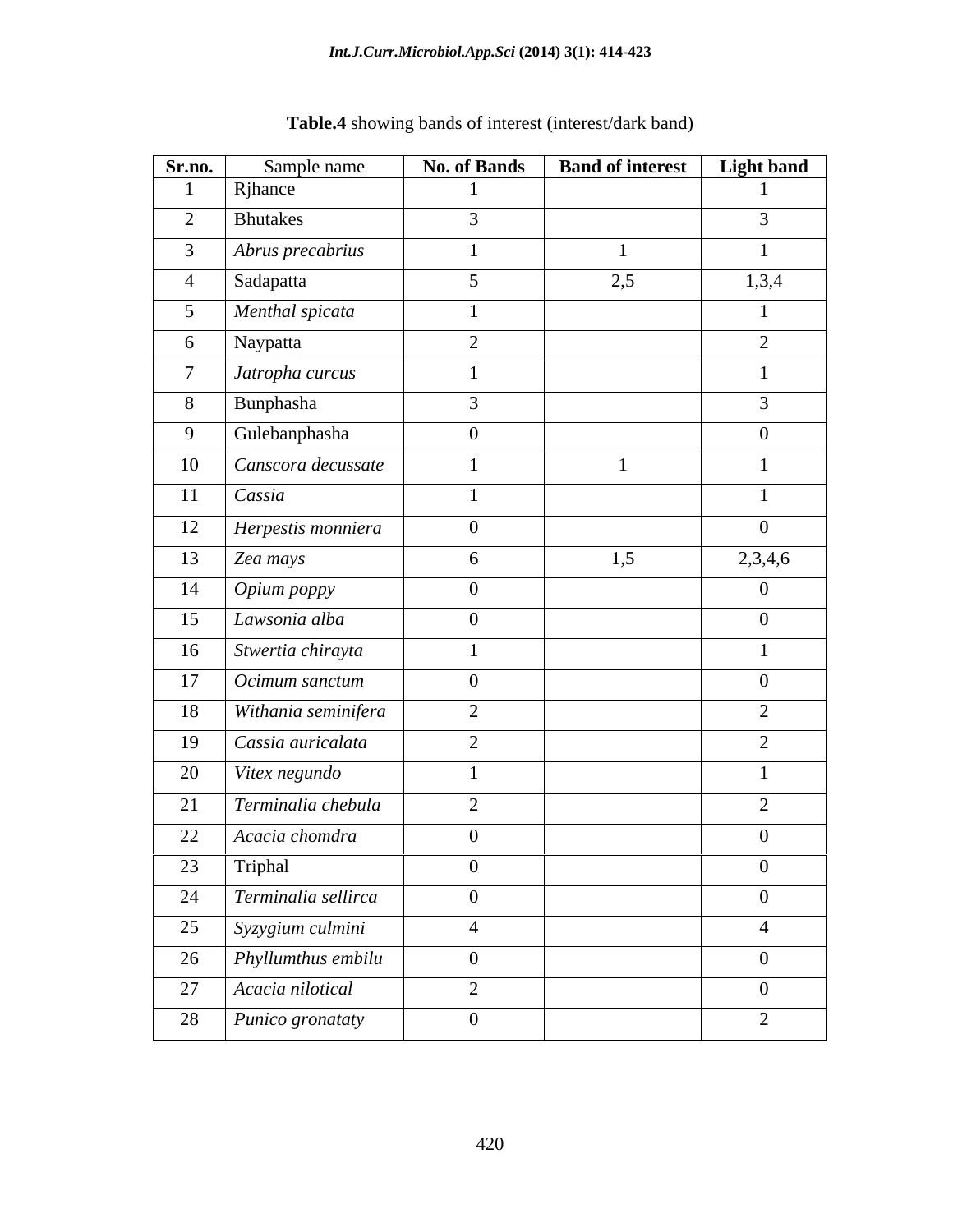**Table.4** showing bands of interest (interest/dark band)

| Sr.no. | Sample name | No. of Bands | Band of interest | Light band |
|---|---|---|---|---|
| 1 | Rjhance | 1 | | 1 |
| 2 | Bhutakes | 3 | | 3 |
| 3 | *Abrus precabrius* | 1 | 1 | 1 |
| 4 | Sadapatta | 5 | 2,5 | 1,3,4 |
| 5 | *Menthal spicata* | 1 | | 1 |
| 6 | Naypatta | 2 | | 2 |
| 7 | *Jatropha curcus* | 1 | | 1 |
| 8 | Bunphasha | 3 | | 3 |
| 9 | Gulebanphasha | 0 | | 0 |
| 10 | *Canscora decussate* | 1 | 1 | 1 |
| 11 | *Cassia* | 1 | | 1 |
| 12 | *Herpestis monniera* | 0 | | 0 |
| 13 | *Zea mays* | 6 | 1,5 | 2,3,4,6 |
| 14 | *Opium poppy* | 0 | | 0 |
| 15 | *Lawsonia alba* | 0 | | 0 |
| 16 | *Stwertia chirayta* | 1 | | 1 |
| 17 | *Ocimum sanctum* | 0 | | 0 |
| 18 | *Withania seminifera* | 2 | | 2 |
| 19 | *Cassia auricalata* | 2 | | 2 |
| 20 | *Vitex negundo* | 1 | | 1 |
| 21 | *Terminalia chebula* | 2 | | 2 |
| 22 | *Acacia chomdra* | 0 | | 0 |
| 23 | Triphal | 0 | | 0 |
| 24 | *Terminalia sellirca* | 0 | | 0 |
| 25 | *Syzygium culmini* | 4 | | 4 |
| 26 | *Phyllumthus embilu* | 0 | | 0 |
| 27 | *Acacia nilotical* | 2 | | 0 |
| 28 | *Punico gronataty* | 0 | | 2 |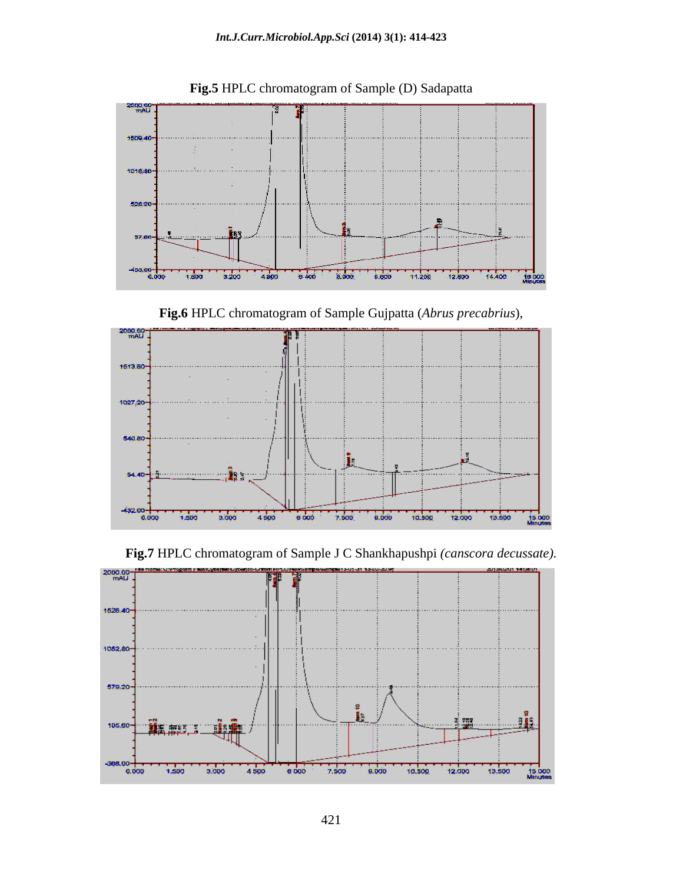**Fig.5** HPLC chromatogram of Sample (D) Sadapatta

**Fig.6** HPLC chromatogram of Sample Gujpatta (*Abrus precabrius*),

**Fig.7** HPLC chromatogram of Sample J C Shankhapushpi *(canscora decussate).*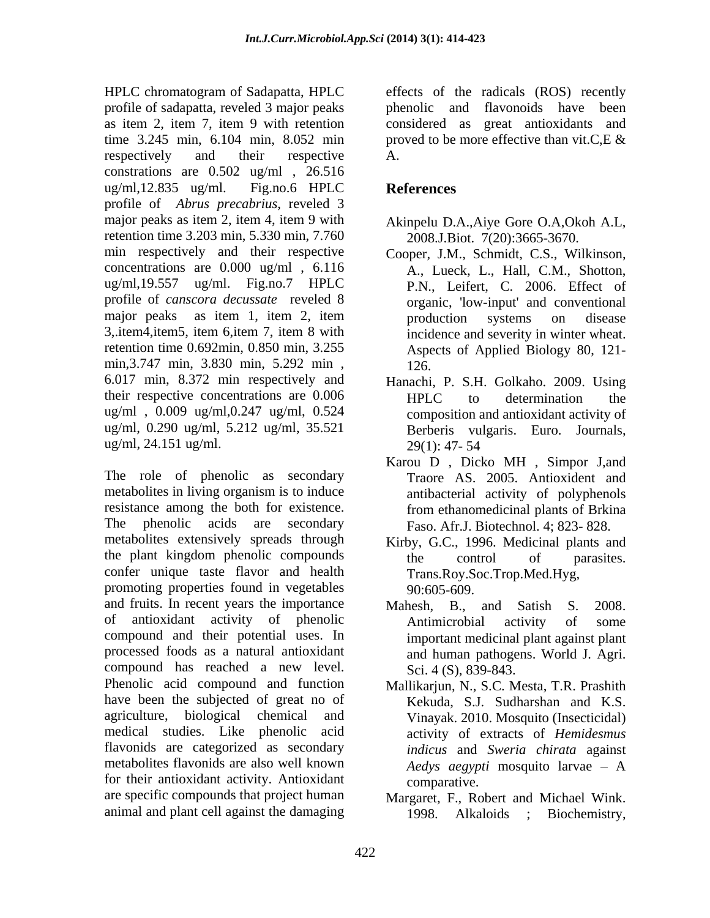HPLC chromatogram of Sadapatta, HPLC profile of sadapatta, reveled 3 major peaks as item 2, item 7, item 9 with retention time 3.245 min, 6.104 min, 8.052 min respectively and their respective constrations are 0.502 ug/ml , 26.516 ug/ml,12.835 ug/ml. Fig.no.6 HPLC profile of *Abrus precabrius*, reveled 3 major peaks as item 2, item 4, item 9 with retention time 3.203 min, 5.330 min, 7.760 min respectively and their respective concentrations are 0.000 ug/ml , 6.116 ug/ml,19.557 ug/ml. Fig.no.7 HPLC profile of *canscora decussate* reveled 8 major peaks as item 1, item 2, item 3,.item4,item5, item 6,item 7, item 8 with retention time 0.692min, 0.850 min, 3.255 min,3.747 min, 3.830 min, 5.292 min , 6.017 min, 8.372 min respectively and their respective concentrations are 0.006 ug/ml , 0.009 ug/ml,0.247 ug/ml, 0.524 ug/ml, 0.290 ug/ml, 5.212 ug/ml, 35.521 ug/ml, 24.151 ug/ml.

The role of phenolic as secondary metabolites in living organism is to induce resistance among the both for existence. The phenolic acids are secondary metabolites extensively spreads through the plant kingdom phenolic compounds confer unique taste flavor and health promoting properties found in vegetables and fruits. In recent years the importance of antioxidant activity of phenolic compound and their potential uses. In processed foods as a natural antioxidant compound has reached a new level. Phenolic acid compound and function have been the subjected of great no of agriculture, biological chemical and medical studies. Like phenolic acid flavonids are categorized as secondary metabolites flavonids are also well known for their antioxidant activity. Antioxidant are specific compounds that project human animal and plant cell against the damaging effects of the radicals (ROS) recently phenolic and flavonoids have been considered as great antioxidants and proved to be more effective than vit.C,E & A.

## References

Akinpelu D.A.,Aiye Gore O.A,Okoh A.L, 2008.J.Biot. 7(20):3665-3670.

Cooper, J.M., Schmidt, C.S., Wilkinson, A., Lueck, L., Hall, C.M., Shotton, P.N., Leifert, C. 2006. Effect of organic, 'low-input' and conventional production systems on disease incidence and severity in winter wheat. Aspects of Applied Biology 80, 121-126.

Hanachi, P. S.H. Golkaho. 2009. Using HPLC to determination the composition and antioxidant activity of Berberis vulgaris. Euro. Journals, 29(1): 47- 54

Karou D , Dicko MH , Simpor J,and Traore AS. 2005. Antioxident and antibacterial activity of polyphenols from ethanomedicinal plants of Brkina Faso. Afr.J. Biotechnol. 4; 823- 828.

Kirby, G.C., 1996. Medicinal plants and the control of parasites. Trans.Roy.Soc.Trop.Med.Hyg, 90:605-609.

Mahesh, B., and Satish S. 2008. Antimicrobial activity of some important medicinal plant against plant and human pathogens. World J. Agri. Sci. 4 (S), 839-843.

Mallikarjun, N., S.C. Mesta, T.R. Prashith Kekuda, S.J. Sudharshan and K.S. Vinayak. 2010. Mosquito (Insecticidal) activity of extracts of *Hemidesmus indicus* and *Sweria chirata* against *Aedys aegypti* mosquito larvae – A comparative.

Margaret, F., Robert and Michael Wink. 1998. Alkaloids ; Biochemistry,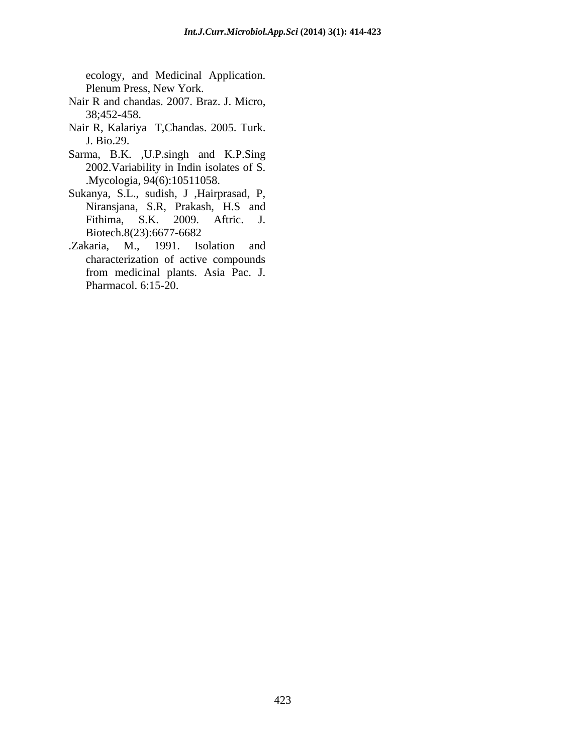ecology, and Medicinal Application. Plenum Press, New York.

Nair R and chandas. 2007. Braz. J. Micro, 38;452-458.

Nair R, Kalariya T,Chandas. 2005. Turk. J. Bio.29.

Sarma, B.K. ,U.P.singh and K.P.Sing 2002.Variability in Indin isolates of S. .Mycologia, 94(6):10511058.

Sukanya, S.L., sudish, J ,Hairprasad, P, Niransjana, S.R, Prakash, H.S and Fithima, S.K. 2009. Aftric. J. Biotech.8(23):6677-6682

.Zakaria, M., 1991. Isolation and characterization of active compounds from medicinal plants. Asia Pac. J. Pharmacol. 6:15-20.